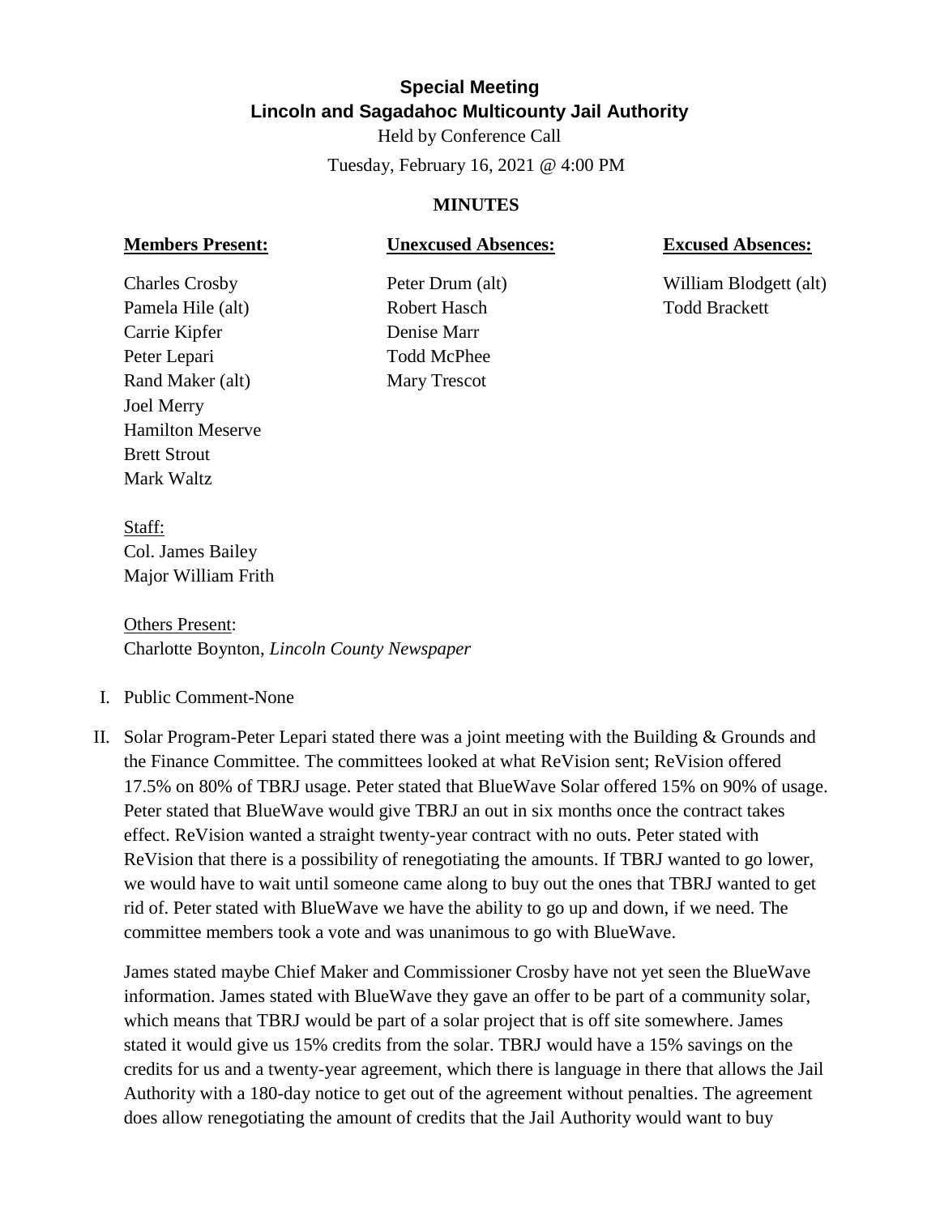# Special Meeting
## Lincoln and Sagadahoc Multicounty Jail Authority

Held by Conference Call

Tuesday, February 16, 2021 @ 4:00 PM

**MINUTES**

| **Members Present:** | **Unexcused Absences:** | **Excused Absences:** |
|---|---|---|
| Charles Crosby | Peter Drum (alt) | William Blodgett (alt) |
| Pamela Hile (alt) | Robert Hasch | Todd Brackett |
| Carrie Kipfer | Denise Marr | |
| Peter Lepari | Todd McPhee | |
| Rand Maker (alt) | Mary Trescot | |
| Joel Merry | | |
| Hamilton Meserve | | |
| Brett Strout | | |
| Mark Waltz | | |

Staff:
Col. James Bailey
Major William Frith

Others Present:
Charlotte Boynton, *Lincoln County Newspaper*

I. Public Comment-None

II. Solar Program-Peter Lepari stated there was a joint meeting with the Building & Grounds and the Finance Committee. The committees looked at what ReVision sent; ReVision offered 17.5% on 80% of TBRJ usage. Peter stated that BlueWave Solar offered 15% on 90% of usage. Peter stated that BlueWave would give TBRJ an out in six months once the contract takes effect. ReVision wanted a straight twenty-year contract with no outs. Peter stated with ReVision that there is a possibility of renegotiating the amounts. If TBRJ wanted to go lower, we would have to wait until someone came along to buy out the ones that TBRJ wanted to get rid of. Peter stated with BlueWave we have the ability to go up and down, if we need. The committee members took a vote and was unanimous to go with BlueWave.

James stated maybe Chief Maker and Commissioner Crosby have not yet seen the BlueWave information. James stated with BlueWave they gave an offer to be part of a community solar, which means that TBRJ would be part of a solar project that is off site somewhere. James stated it would give us 15% credits from the solar. TBRJ would have a 15% savings on the credits for us and a twenty-year agreement, which there is language in there that allows the Jail Authority with a 180-day notice to get out of the agreement without penalties. The agreement does allow renegotiating the amount of credits that the Jail Authority would want to buy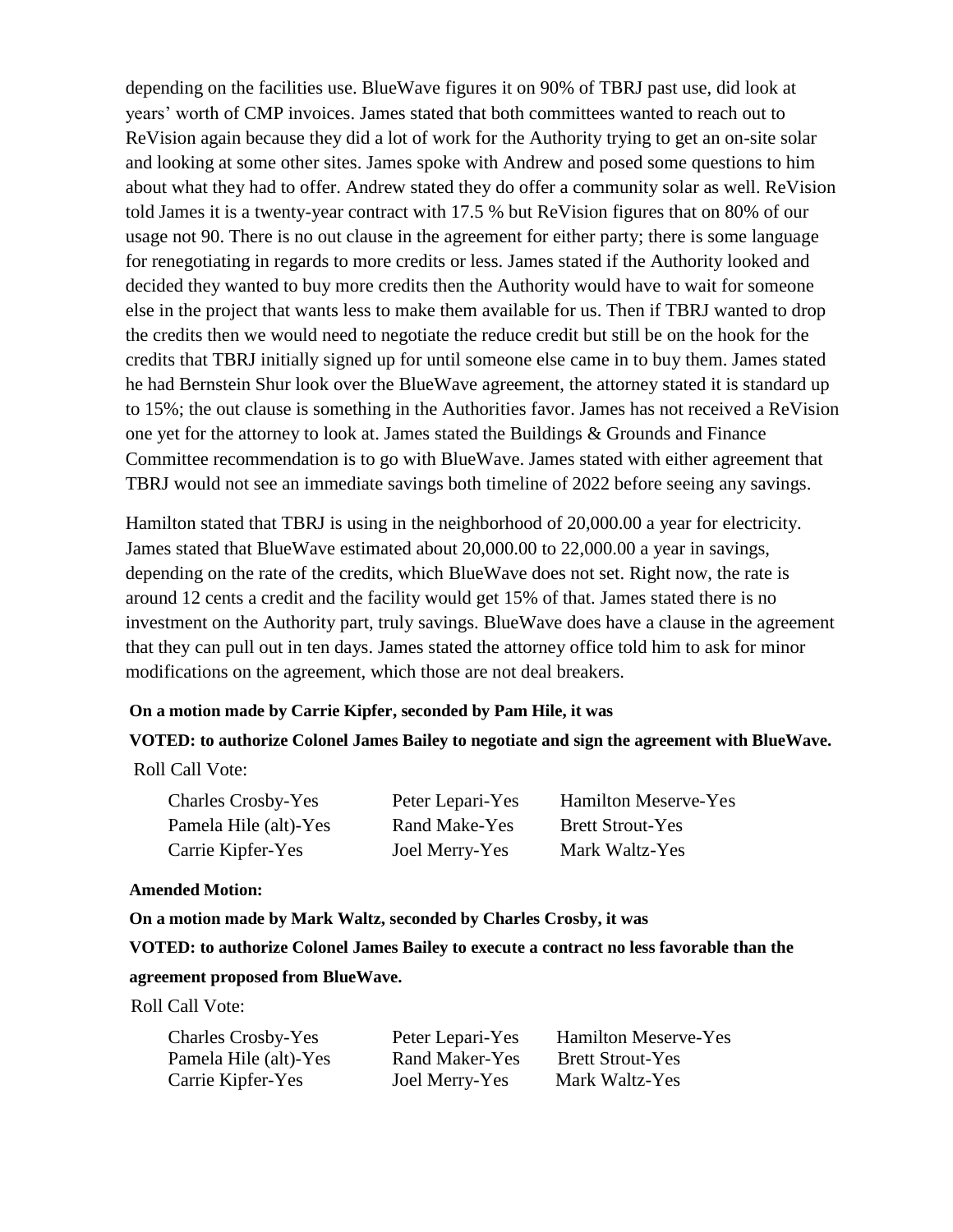depending on the facilities use. BlueWave figures it on 90% of TBRJ past use, did look at years' worth of CMP invoices. James stated that both committees wanted to reach out to ReVision again because they did a lot of work for the Authority trying to get an on-site solar and looking at some other sites. James spoke with Andrew and posed some questions to him about what they had to offer. Andrew stated they do offer a community solar as well. ReVision told James it is a twenty-year contract with 17.5 % but ReVision figures that on 80% of our usage not 90. There is no out clause in the agreement for either party; there is some language for renegotiating in regards to more credits or less. James stated if the Authority looked and decided they wanted to buy more credits then the Authority would have to wait for someone else in the project that wants less to make them available for us. Then if TBRJ wanted to drop the credits then we would need to negotiate the reduce credit but still be on the hook for the credits that TBRJ initially signed up for until someone else came in to buy them. James stated he had Bernstein Shur look over the BlueWave agreement, the attorney stated it is standard up to 15%; the out clause is something in the Authorities favor. James has not received a ReVision one yet for the attorney to look at. James stated the Buildings & Grounds and Finance Committee recommendation is to go with BlueWave. James stated with either agreement that TBRJ would not see an immediate savings both timeline of 2022 before seeing any savings.

Hamilton stated that TBRJ is using in the neighborhood of 20,000.00 a year for electricity. James stated that BlueWave estimated about 20,000.00 to 22,000.00 a year in savings, depending on the rate of the credits, which BlueWave does not set. Right now, the rate is around 12 cents a credit and the facility would get 15% of that. James stated there is no investment on the Authority part, truly savings. BlueWave does have a clause in the agreement that they can pull out in ten days. James stated the attorney office told him to ask for minor modifications on the agreement, which those are not deal breakers.

**On a motion made by Carrie Kipfer, seconded by Pam Hile, it was**

**VOTED: to authorize Colonel James Bailey to negotiate and sign the agreement with BlueWave.**

Roll Call Vote:

| | | |
|---|---|---|
| Charles Crosby-Yes | Peter Lepari-Yes | Hamilton Meserve-Yes |
| Pamela Hile (alt)-Yes | Rand Make-Yes | Brett Strout-Yes |
| Carrie Kipfer-Yes | Joel Merry-Yes | Mark Waltz-Yes |

**Amended Motion:**

**On a motion made by Mark Waltz, seconded by Charles Crosby, it was**

**VOTED: to authorize Colonel James Bailey to execute a contract no less favorable than the agreement proposed from BlueWave.**

Roll Call Vote:

| | | |
|---|---|---|
| Charles Crosby-Yes | Peter Lepari-Yes | Hamilton Meserve-Yes |
| Pamela Hile (alt)-Yes | Rand Maker-Yes | Brett Strout-Yes |
| Carrie Kipfer-Yes | Joel Merry-Yes | Mark Waltz-Yes |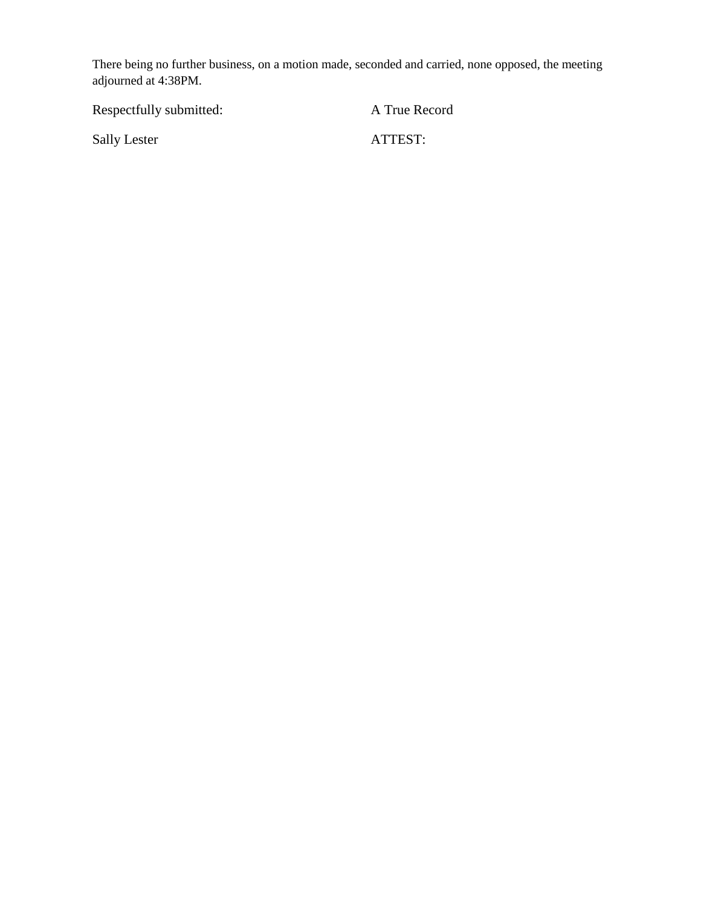There being no further business, on a motion made, seconded and carried, none opposed, the meeting adjourned at 4:38PM.

| | |
|---|---|
| Respectfully submitted: | A True Record |
| Sally Lester | ATTEST: |